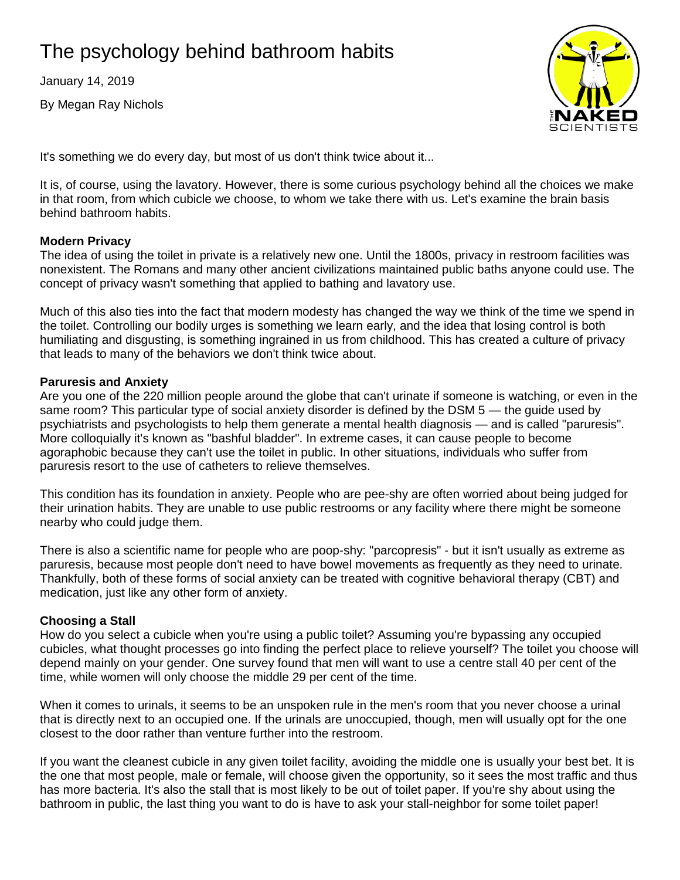# The psychology behind bathroom habits

January 14, 2019

By Megan Ray Nichols

It's something we do every day, but most of us don't think twice about it...

It is, of course, using the lavatory. However, there is some curious psychology behind all the choices we make in that room, from which cubicle we choose, to whom we take there with us. Let's examine the brain basis behind bathroom habits.

**Modern Privacy**

The idea of using the toilet in private is a relatively new one. Until the 1800s, privacy in restroom facilities was nonexistent. The Romans and many other ancient civilizations maintained public baths anyone could use. The concept of privacy wasn't something that applied to bathing and lavatory use.

Much of this also ties into the fact that modern modesty has changed the way we think of the time we spend in the toilet. Controlling our bodily urges is something we learn early, and the idea that losing control is both humiliating and disgusting, is something ingrained in us from childhood. This has created a culture of privacy that leads to many of the behaviors we don't think twice about.

**Paruresis and Anxiety**

Are you one of the 220 million people around the globe that can't urinate if someone is watching, or even in the same room? This particular type of social anxiety disorder is defined by the DSM 5 — the guide used by psychiatrists and psychologists to help them generate a mental health diagnosis — and is called "paruresis". More colloquially it's known as "bashful bladder". In extreme cases, it can cause people to become agoraphobic because they can't use the toilet in public. In other situations, individuals who suffer from paruresis resort to the use of catheters to relieve themselves.

This condition has its foundation in anxiety. People who are pee-shy are often worried about being judged for their urination habits. They are unable to use public restrooms or any facility where there might be someone nearby who could judge them.

There is also a scientific name for people who are poop-shy: "parcopresis" - but it isn't usually as extreme as paruresis, because most people don't need to have bowel movements as frequently as they need to urinate. Thankfully, both of these forms of social anxiety can be treated with cognitive behavioral therapy (CBT) and medication, just like any other form of anxiety.

**Choosing a Stall**

How do you select a cubicle when you're using a public toilet? Assuming you're bypassing any occupied cubicles, what thought processes go into finding the perfect place to relieve yourself? The toilet you choose will depend mainly on your gender. One survey found that men will want to use a centre stall 40 per cent of the time, while women will only choose the middle 29 per cent of the time.

When it comes to urinals, it seems to be an unspoken rule in the men's room that you never choose a urinal that is directly next to an occupied one. If the urinals are unoccupied, though, men will usually opt for the one closest to the door rather than venture further into the restroom.

If you want the cleanest cubicle in any given toilet facility, avoiding the middle one is usually your best bet. It is the one that most people, male or female, will choose given the opportunity, so it sees the most traffic and thus has more bacteria. It's also the stall that is most likely to be out of toilet paper. If you're shy about using the bathroom in public, the last thing you want to do is have to ask your stall-neighbor for some toilet paper!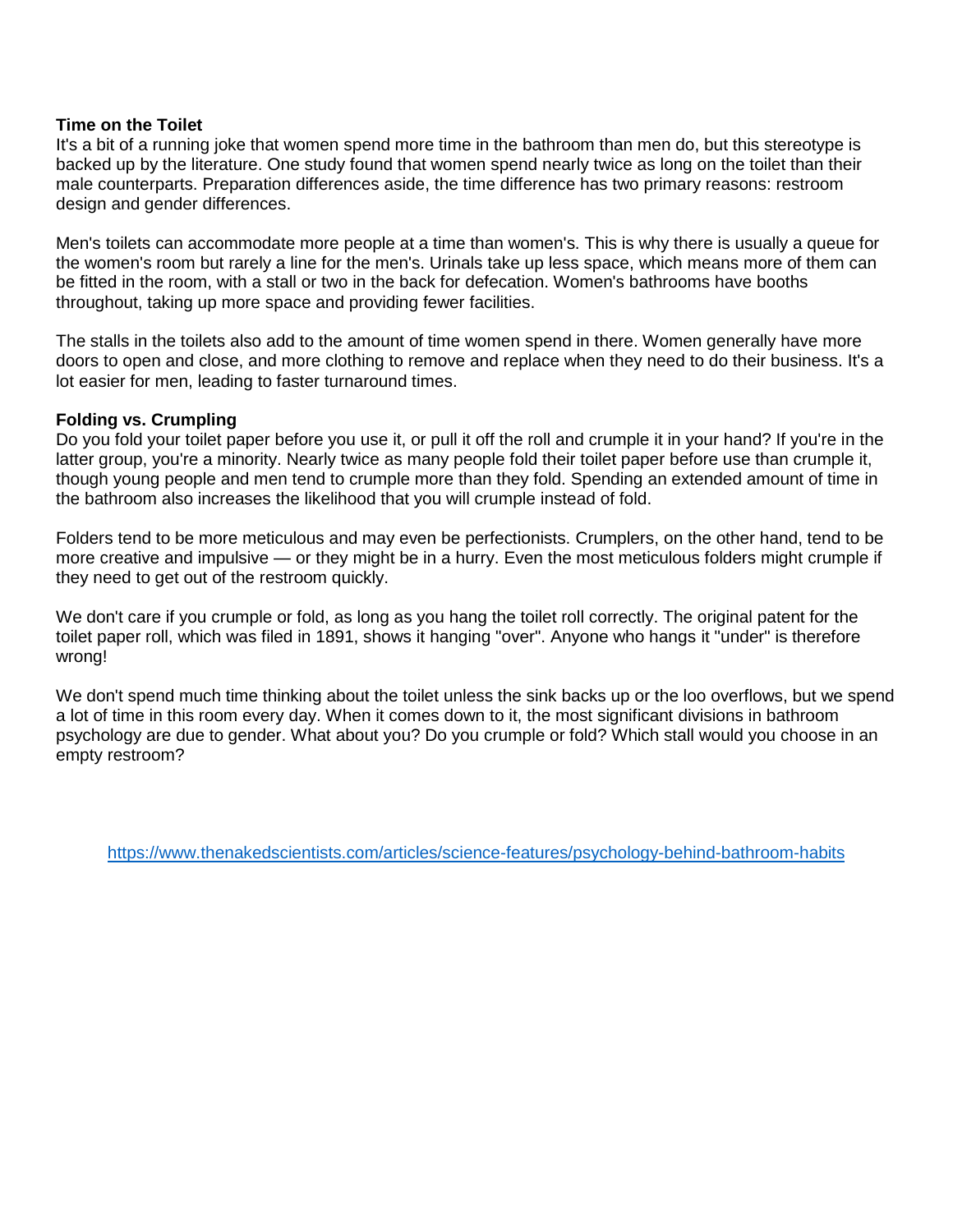**Time on the Toilet**

It's a bit of a running joke that women spend more time in the bathroom than men do, but this stereotype is backed up by the literature. One study found that women spend nearly twice as long on the toilet than their male counterparts. Preparation differences aside, the time difference has two primary reasons: restroom design and gender differences.

Men's toilets can accommodate more people at a time than women's. This is why there is usually a queue for the women's room but rarely a line for the men's. Urinals take up less space, which means more of them can be fitted in the room, with a stall or two in the back for defecation. Women's bathrooms have booths throughout, taking up more space and providing fewer facilities.

The stalls in the toilets also add to the amount of time women spend in there. Women generally have more doors to open and close, and more clothing to remove and replace when they need to do their business. It's a lot easier for men, leading to faster turnaround times.

**Folding vs. Crumpling**

Do you fold your toilet paper before you use it, or pull it off the roll and crumple it in your hand? If you're in the latter group, you're a minority. Nearly twice as many people fold their toilet paper before use than crumple it, though young people and men tend to crumple more than they fold. Spending an extended amount of time in the bathroom also increases the likelihood that you will crumple instead of fold.

Folders tend to be more meticulous and may even be perfectionists. Crumplers, on the other hand, tend to be more creative and impulsive — or they might be in a hurry. Even the most meticulous folders might crumple if they need to get out of the restroom quickly.

We don't care if you crumple or fold, as long as you hang the toilet roll correctly. The original patent for the toilet paper roll, which was filed in 1891, shows it hanging "over". Anyone who hangs it "under" is therefore wrong!

We don't spend much time thinking about the toilet unless the sink backs up or the loo overflows, but we spend a lot of time in this room every day. When it comes down to it, the most significant divisions in bathroom psychology are due to gender. What about you? Do you crumple or fold? Which stall would you choose in an empty restroom?

https://www.thenakedscientists.com/articles/science-features/psychology-behind-bathroom-habits